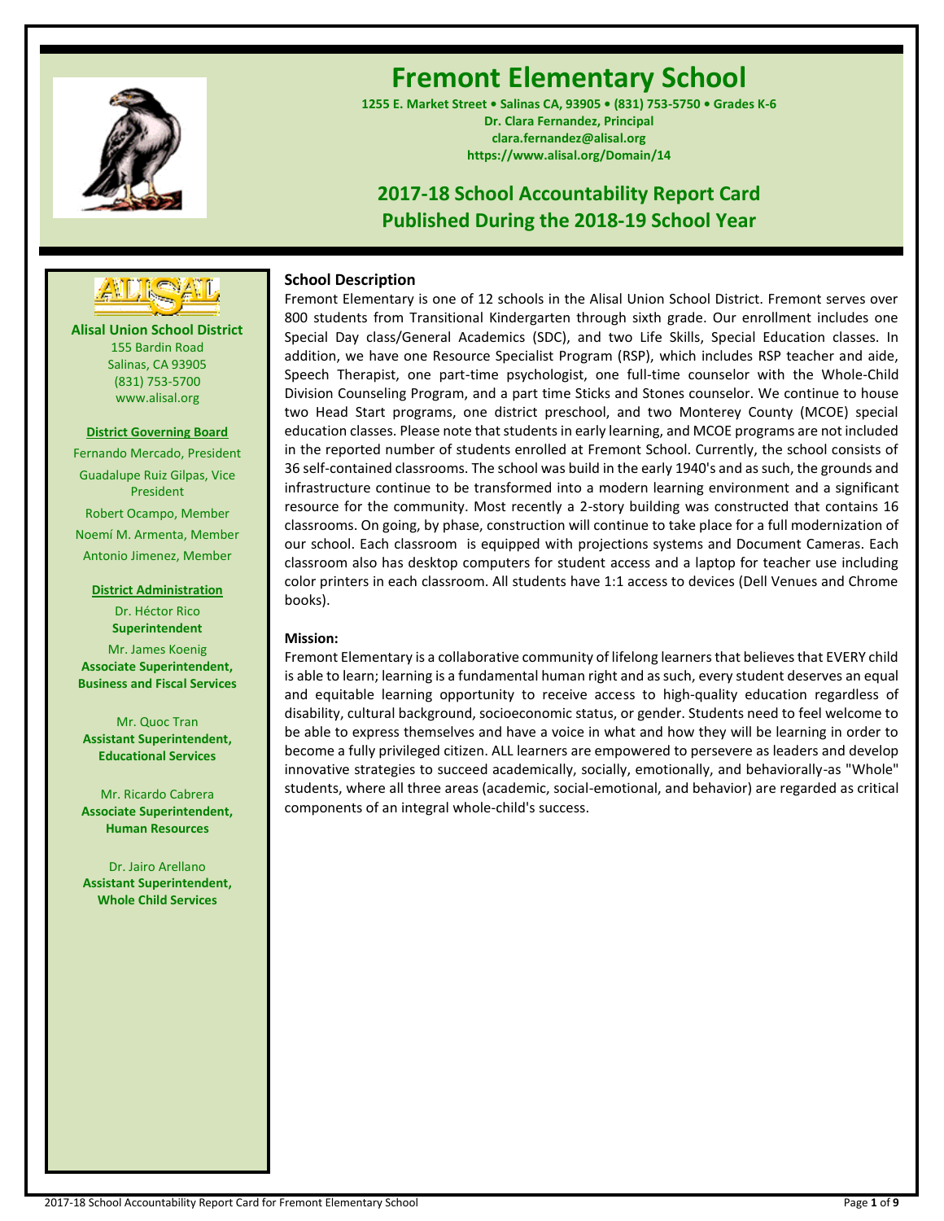# Fremont Elementary School

**1255 E. Market Street • Salinas CA, 93905 • (831) 753-5750 • Grades K-6**
**Dr. Clara Fernandez, Principal**
**clara.fernandez@alisal.org**
**https://www.alisal.org/Domain/14**

## 2017-18 School Accountability Report Card
## Published During the 2018-19 School Year

**Alisal Union School District**
155 Bardin Road
Salinas, CA 93905
(831) 753-5700
www.alisal.org

**District Governing Board**

Fernando Mercado, President
Guadalupe Ruiz Gilpas, Vice President
Robert Ocampo, Member
Noemí M. Armenta, Member
Antonio Jimenez, Member

**District Administration**

Dr. Héctor Rico
**Superintendent**

Mr. James Koenig
**Associate Superintendent, Business and Fiscal Services**

Mr. Quoc Tran
**Assistant Superintendent, Educational Services**

Mr. Ricardo Cabrera
**Associate Superintendent, Human Resources**

Dr. Jairo Arellano
**Assistant Superintendent, Whole Child Services**

### School Description

Fremont Elementary is one of 12 schools in the Alisal Union School District. Fremont serves over 800 students from Transitional Kindergarten through sixth grade. Our enrollment includes one Special Day class/General Academics (SDC), and two Life Skills, Special Education classes. In addition, we have one Resource Specialist Program (RSP), which includes RSP teacher and aide, Speech Therapist, one part-time psychologist, one full-time counselor with the Whole-Child Division Counseling Program, and a part time Sticks and Stones counselor. We continue to house two Head Start programs, one district preschool, and two Monterey County (MCOE) special education classes. Please note that students in early learning, and MCOE programs are not included in the reported number of students enrolled at Fremont School. Currently, the school consists of 36 self-contained classrooms. The school was build in the early 1940's and as such, the grounds and infrastructure continue to be transformed into a modern learning environment and a significant resource for the community. Most recently a 2-story building was constructed that contains 16 classrooms. On going, by phase, construction will continue to take place for a full modernization of our school. Each classroom is equipped with projections systems and Document Cameras. Each classroom also has desktop computers for student access and a laptop for teacher use including color printers in each classroom. All students have 1:1 access to devices (Dell Venues and Chrome books).

### Mission:

Fremont Elementary is a collaborative community of lifelong learners that believes that EVERY child is able to learn; learning is a fundamental human right and as such, every student deserves an equal and equitable learning opportunity to receive access to high-quality education regardless of disability, cultural background, socioeconomic status, or gender. Students need to feel welcome to be able to express themselves and have a voice in what and how they will be learning in order to become a fully privileged citizen. ALL learners are empowered to persevere as leaders and develop innovative strategies to succeed academically, socially, emotionally, and behaviorally-as "Whole" students, where all three areas (academic, social-emotional, and behavior) are regarded as critical components of an integral whole-child's success.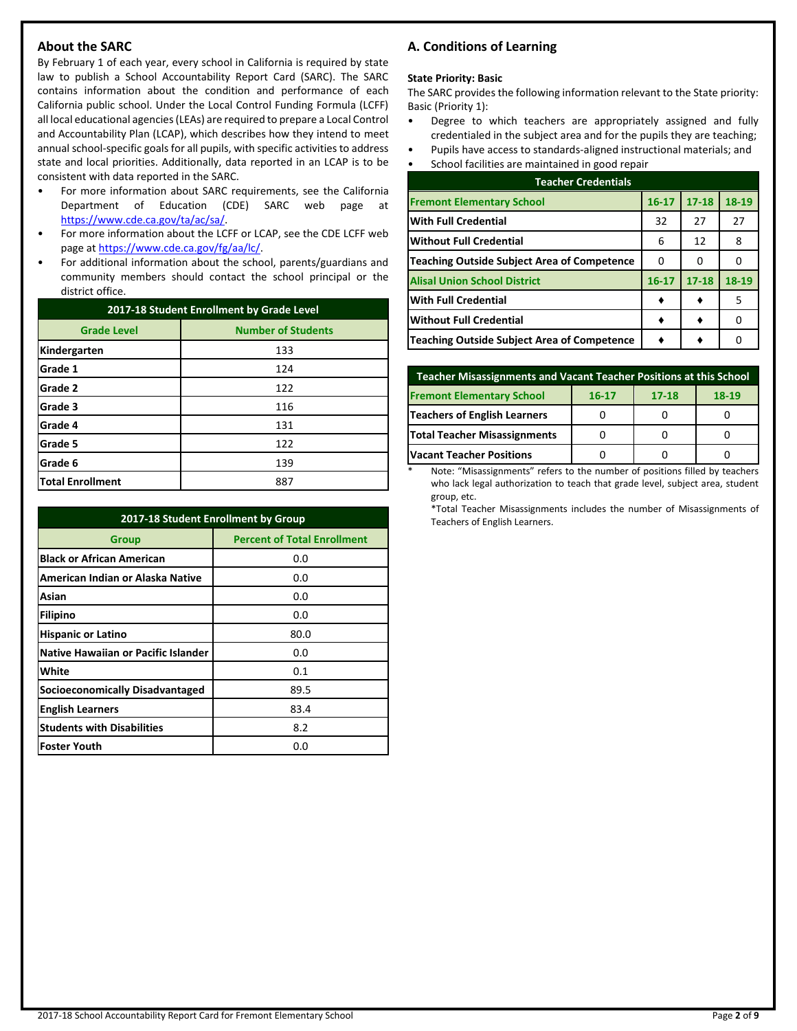## About the SARC

By February 1 of each year, every school in California is required by state law to publish a School Accountability Report Card (SARC). The SARC contains information about the condition and performance of each California public school. Under the Local Control Funding Formula (LCFF) all local educational agencies (LEAs) are required to prepare a Local Control and Accountability Plan (LCAP), which describes how they intend to meet annual school-specific goals for all pupils, with specific activities to address state and local priorities. Additionally, data reported in an LCAP is to be consistent with data reported in the SARC.

- For more information about SARC requirements, see the California Department of Education (CDE) SARC web page at https://www.cde.ca.gov/ta/ac/sa/.
- For more information about the LCFF or LCAP, see the CDE LCFF web page at https://www.cde.ca.gov/fg/aa/lc/.
- For additional information about the school, parents/guardians and community members should contact the school principal or the district office.

| 2017-18 Student Enrollment by Grade Level | |
|---|---|
| **Grade Level** | **Number of Students** |
| **Kindergarten** | 133 |
| **Grade 1** | 124 |
| **Grade 2** | 122 |
| **Grade 3** | 116 |
| **Grade 4** | 131 |
| **Grade 5** | 122 |
| **Grade 6** | 139 |
| **Total Enrollment** | 887 |

| 2017-18 Student Enrollment by Group | |
|---|---|
| **Group** | **Percent of Total Enrollment** |
| **Black or African American** | 0.0 |
| **American Indian or Alaska Native** | 0.0 |
| **Asian** | 0.0 |
| **Filipino** | 0.0 |
| **Hispanic or Latino** | 80.0 |
| **Native Hawaiian or Pacific Islander** | 0.0 |
| **White** | 0.1 |
| **Socioeconomically Disadvantaged** | 89.5 |
| **English Learners** | 83.4 |
| **Students with Disabilities** | 8.2 |
| **Foster Youth** | 0.0 |

## A. Conditions of Learning

**State Priority: Basic**

The SARC provides the following information relevant to the State priority: Basic (Priority 1):

- Degree to which teachers are appropriately assigned and fully credentialed in the subject area and for the pupils they are teaching;
- Pupils have access to standards-aligned instructional materials; and
- School facilities are maintained in good repair

| Teacher Credentials | | | |
|---|---|---|---|
| **Fremont Elementary School** | **16-17** | **17-18** | **18-19** |
| **With Full Credential** | 32 | 27 | 27 |
| **Without Full Credential** | 6 | 12 | 8 |
| **Teaching Outside Subject Area of Competence** | 0 | 0 | 0 |
| **Alisal Union School District** | **16-17** | **17-18** | **18-19** |
| **With Full Credential** | ♦ | ♦ | 5 |
| **Without Full Credential** | ♦ | ♦ | 0 |
| **Teaching Outside Subject Area of Competence** | ♦ | ♦ | 0 |

| Teacher Misassignments and Vacant Teacher Positions at this School | | | |
|---|---|---|---|
| **Fremont Elementary School** | **16-17** | **17-18** | **18-19** |
| **Teachers of English Learners** | 0 | 0 | 0 |
| **Total Teacher Misassignments** | 0 | 0 | 0 |
| **Vacant Teacher Positions** | 0 | 0 | 0 |

\* Note: "Misassignments" refers to the number of positions filled by teachers who lack legal authorization to teach that grade level, subject area, student group, etc.

*Total Teacher Misassignments includes the number of Misassignments of Teachers of English Learners.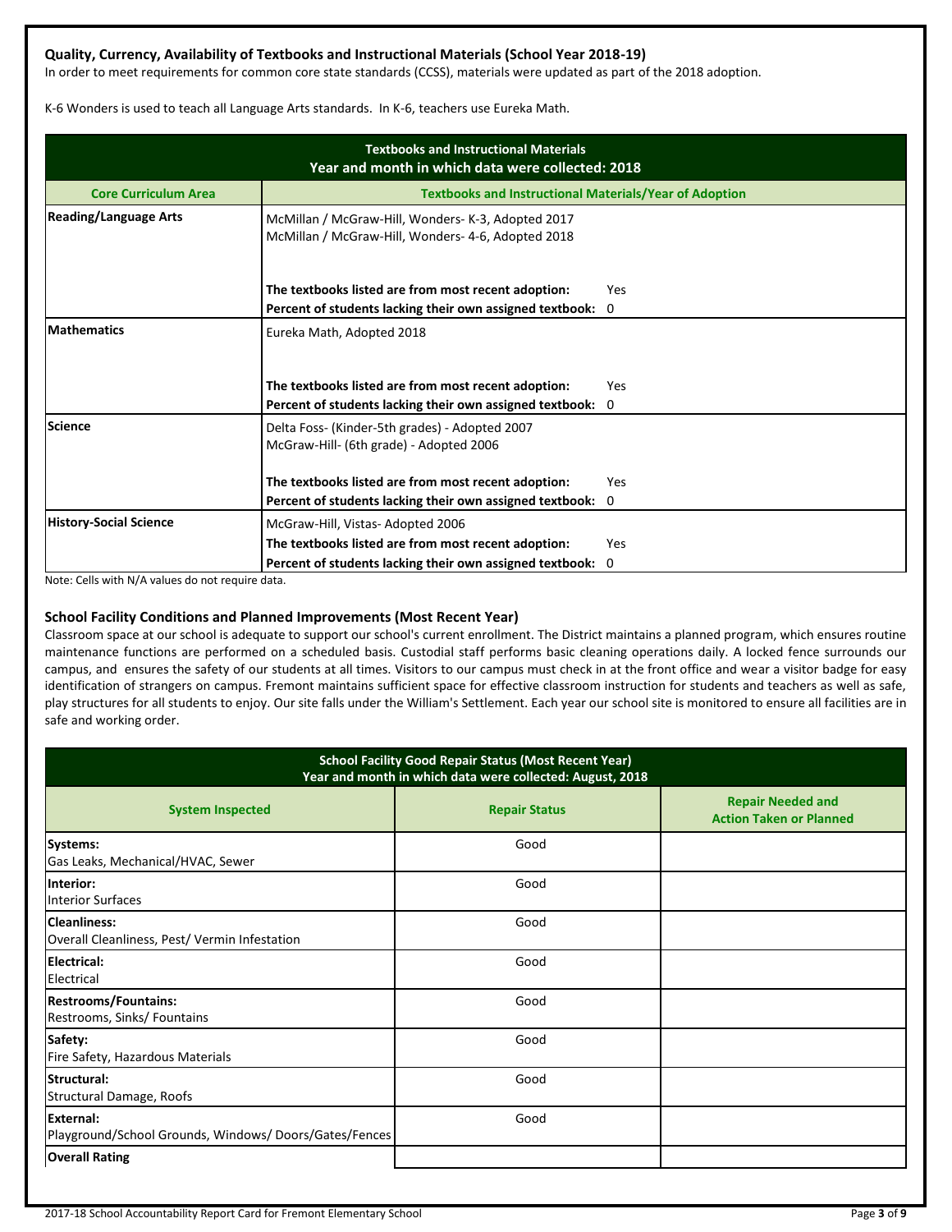### Quality, Currency, Availability of Textbooks and Instructional Materials (School Year 2018-19)

In order to meet requirements for common core state standards (CCSS), materials were updated as part of the 2018 adoption.

K-6 Wonders is used to teach all Language Arts standards. In K-6, teachers use Eureka Math.

| Textbooks and Instructional Materials<br>Year and month in which data were collected: 2018 | |
|---|---|
| **Core Curriculum Area** | **Textbooks and Instructional Materials/Year of Adoption** |
| **Reading/Language Arts** | McMillan / McGraw-Hill, Wonders- K-3, Adopted 2017<br>McMillan / McGraw-Hill, Wonders- 4-6, Adopted 2018<br><br>**The textbooks listed are from most recent adoption:** Yes<br>**Percent of students lacking their own assigned textbook:** 0 |
| **Mathematics** | Eureka Math, Adopted 2018<br><br>**The textbooks listed are from most recent adoption:** Yes<br>**Percent of students lacking their own assigned textbook:** 0 |
| **Science** | Delta Foss- (Kinder-5th grades) - Adopted 2007<br>McGraw-Hill- (6th grade) - Adopted 2006<br><br>**The textbooks listed are from most recent adoption:** Yes<br>**Percent of students lacking their own assigned textbook:** 0 |
| **History-Social Science** | McGraw-Hill, Vistas- Adopted 2006<br>**The textbooks listed are from most recent adoption:** Yes<br>**Percent of students lacking their own assigned textbook:** 0 |

Note: Cells with N/A values do not require data.

### School Facility Conditions and Planned Improvements (Most Recent Year)

Classroom space at our school is adequate to support our school's current enrollment. The District maintains a planned program, which ensures routine maintenance functions are performed on a scheduled basis. Custodial staff performs basic cleaning operations daily. A locked fence surrounds our campus, and ensures the safety of our students at all times. Visitors to our campus must check in at the front office and wear a visitor badge for easy identification of strangers on campus. Fremont maintains sufficient space for effective classroom instruction for students and teachers as well as safe, play structures for all students to enjoy. Our site falls under the William's Settlement. Each year our school site is monitored to ensure all facilities are in safe and working order.

| School Facility Good Repair Status (Most Recent Year)<br>Year and month in which data were collected: August, 2018 | | |
|---|---|---|
| **System Inspected** | **Repair Status** | **Repair Needed and Action Taken or Planned** |
| **Systems:**<br>Gas Leaks, Mechanical/HVAC, Sewer | Good | |
| **Interior:**<br>Interior Surfaces | Good | |
| **Cleanliness:**<br>Overall Cleanliness, Pest/ Vermin Infestation | Good | |
| **Electrical:**<br>Electrical | Good | |
| **Restrooms/Fountains:**<br>Restrooms, Sinks/ Fountains | Good | |
| **Safety:**<br>Fire Safety, Hazardous Materials | Good | |
| **Structural:**<br>Structural Damage, Roofs | Good | |
| **External:**<br>Playground/School Grounds, Windows/ Doors/Gates/Fences | Good | |
| **Overall Rating** | | |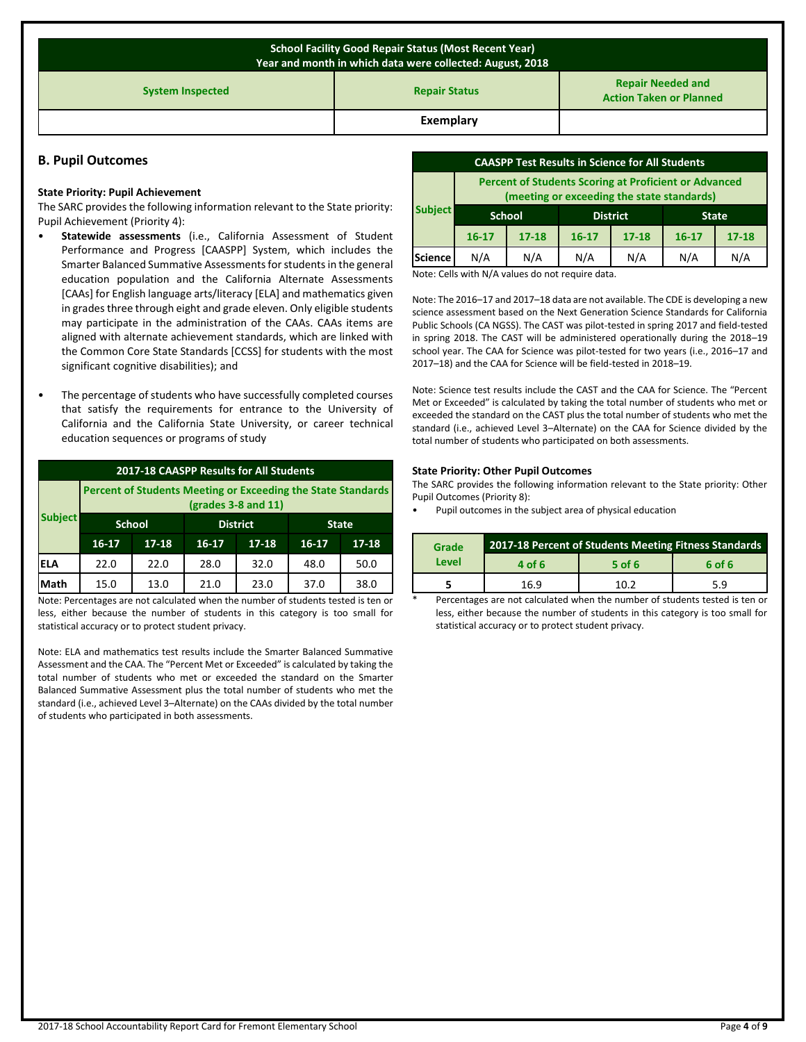| School Facility Good Repair Status (Most Recent Year) Year and month in which data were collected: August, 2018 | | |
|---|---|---|
| **System Inspected** | **Repair Status** | **Repair Needed and Action Taken or Planned** |
| | **Exemplary** | |

## B. Pupil Outcomes

**State Priority: Pupil Achievement**

The SARC provides the following information relevant to the State priority: Pupil Achievement (Priority 4):

- **Statewide assessments** (i.e., California Assessment of Student Performance and Progress [CAASPP] System, which includes the Smarter Balanced Summative Assessments for students in the general education population and the California Alternate Assessments [CAAs] for English language arts/literacy [ELA] and mathematics given in grades three through eight and grade eleven. Only eligible students may participate in the administration of the CAAs. CAAs items are aligned with alternate achievement standards, which are linked with the Common Core State Standards [CCSS] for students with the most significant cognitive disabilities); and
- The percentage of students who have successfully completed courses that satisfy the requirements for entrance to the University of California and the California State University, or career technical education sequences or programs of study

**2017-18 CAASPP Results for All Students**

| Subject | Percent of Students Meeting or Exceeding the State Standards (grades 3-8 and 11) | | | | | |
|---|---|---|---|---|---|---|
| | School | | District | | State | |
| | 16-17 | 17-18 | 16-17 | 17-18 | 16-17 | 17-18 |
| ELA | 22.0 | 22.0 | 28.0 | 32.0 | 48.0 | 50.0 |
| Math | 15.0 | 13.0 | 21.0 | 23.0 | 37.0 | 38.0 |

Note: Percentages are not calculated when the number of students tested is ten or less, either because the number of students in this category is too small for statistical accuracy or to protect student privacy.

Note: ELA and mathematics test results include the Smarter Balanced Summative Assessment and the CAA. The "Percent Met or Exceeded" is calculated by taking the total number of students who met or exceeded the standard on the Smarter Balanced Summative Assessment plus the total number of students who met the standard (i.e., achieved Level 3–Alternate) on the CAAs divided by the total number of students who participated in both assessments.

**CAASPP Test Results in Science for All Students**

| Subject | Percent of Students Scoring at Proficient or Advanced (meeting or exceeding the state standards) | | | | | |
|---|---|---|---|---|---|---|
| | School | | District | | State | |
| | 16-17 | 17-18 | 16-17 | 17-18 | 16-17 | 17-18 |
| Science | N/A | N/A | N/A | N/A | N/A | N/A |

Note: Cells with N/A values do not require data.

Note: The 2016–17 and 2017–18 data are not available. The CDE is developing a new science assessment based on the Next Generation Science Standards for California Public Schools (CA NGSS). The CAST was pilot-tested in spring 2017 and field-tested in spring 2018. The CAST will be administered operationally during the 2018–19 school year. The CAA for Science was pilot-tested for two years (i.e., 2016–17 and 2017–18) and the CAA for Science will be field-tested in 2018–19.

Note: Science test results include the CAST and the CAA for Science. The "Percent Met or Exceeded" is calculated by taking the total number of students who met or exceeded the standard on the CAST plus the total number of students who met the standard (i.e., achieved Level 3–Alternate) on the CAA for Science divided by the total number of students who participated on both assessments.

**State Priority: Other Pupil Outcomes**

The SARC provides the following information relevant to the State priority: Other Pupil Outcomes (Priority 8):

- Pupil outcomes in the subject area of physical education

| Grade Level | 2017-18 Percent of Students Meeting Fitness Standards | | |
|---|---|---|---|
| | 4 of 6 | 5 of 6 | 6 of 6 |
| 5 | 16.9 | 10.2 | 5.9 |

\* Percentages are not calculated when the number of students tested is ten or less, either because the number of students in this category is too small for statistical accuracy or to protect student privacy.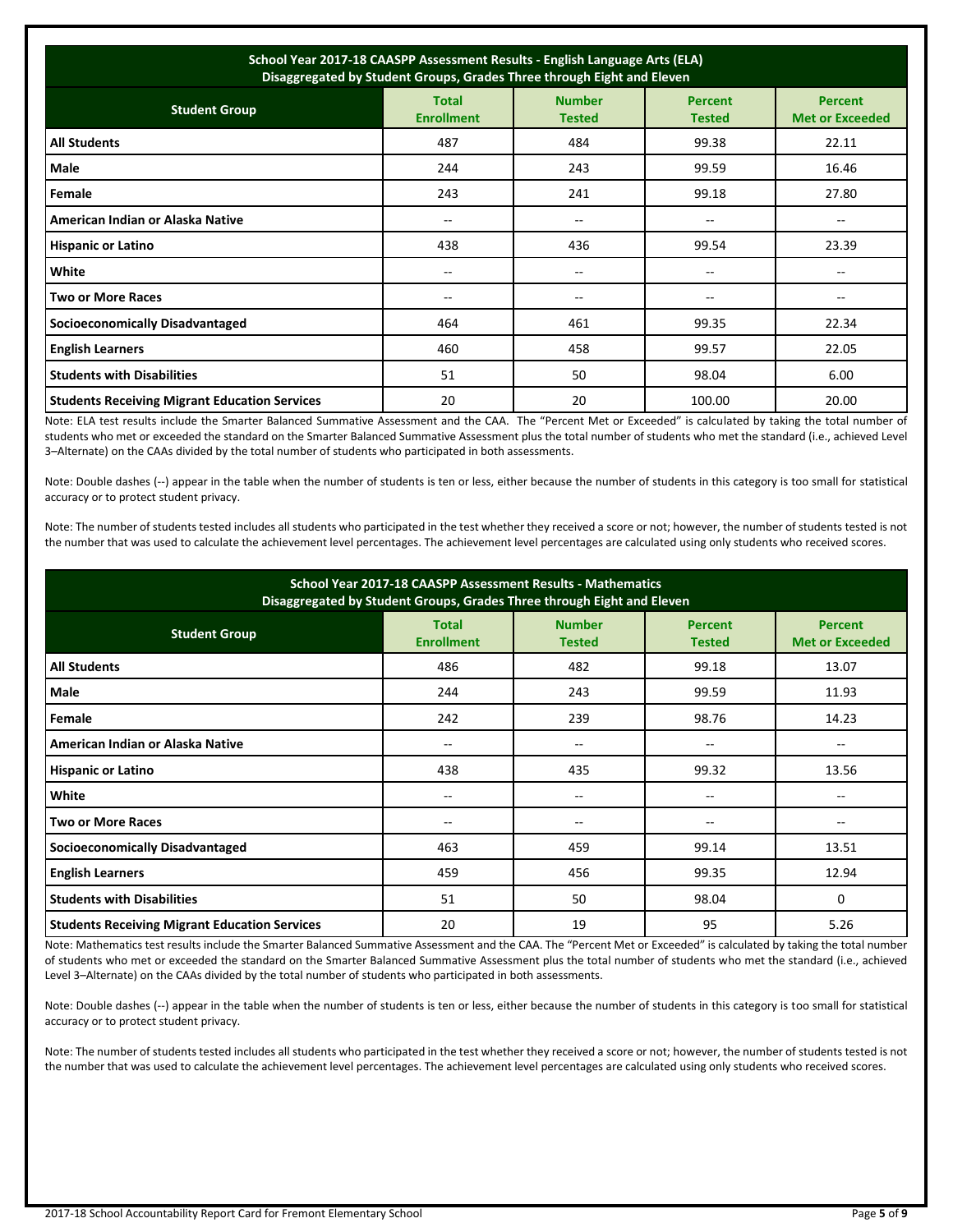| School Year 2017-18 CAASPP Assessment Results - English Language Arts (ELA) Disaggregated by Student Groups, Grades Three through Eight and Eleven | | | | |
|---|---|---|---|---|
| **Student Group** | **Total Enrollment** | **Number Tested** | **Percent Tested** | **Percent Met or Exceeded** |
| **All Students** | 487 | 484 | 99.38 | 22.11 |
| **Male** | 244 | 243 | 99.59 | 16.46 |
| **Female** | 243 | 241 | 99.18 | 27.80 |
| **American Indian or Alaska Native** | -- | -- | -- | -- |
| **Hispanic or Latino** | 438 | 436 | 99.54 | 23.39 |
| **White** | -- | -- | -- | -- |
| **Two or More Races** | -- | -- | -- | -- |
| **Socioeconomically Disadvantaged** | 464 | 461 | 99.35 | 22.34 |
| **English Learners** | 460 | 458 | 99.57 | 22.05 |
| **Students with Disabilities** | 51 | 50 | 98.04 | 6.00 |
| **Students Receiving Migrant Education Services** | 20 | 20 | 100.00 | 20.00 |

Note: ELA test results include the Smarter Balanced Summative Assessment and the CAA. The "Percent Met or Exceeded" is calculated by taking the total number of students who met or exceeded the standard on the Smarter Balanced Summative Assessment plus the total number of students who met the standard (i.e., achieved Level 3–Alternate) on the CAAs divided by the total number of students who participated in both assessments.

Note: Double dashes (--) appear in the table when the number of students is ten or less, either because the number of students in this category is too small for statistical accuracy or to protect student privacy.

Note: The number of students tested includes all students who participated in the test whether they received a score or not; however, the number of students tested is not the number that was used to calculate the achievement level percentages. The achievement level percentages are calculated using only students who received scores.

| School Year 2017-18 CAASPP Assessment Results - Mathematics Disaggregated by Student Groups, Grades Three through Eight and Eleven | | | | |
|---|---|---|---|---|
| **Student Group** | **Total Enrollment** | **Number Tested** | **Percent Tested** | **Percent Met or Exceeded** |
| **All Students** | 486 | 482 | 99.18 | 13.07 |
| **Male** | 244 | 243 | 99.59 | 11.93 |
| **Female** | 242 | 239 | 98.76 | 14.23 |
| **American Indian or Alaska Native** | -- | -- | -- | -- |
| **Hispanic or Latino** | 438 | 435 | 99.32 | 13.56 |
| **White** | -- | -- | -- | -- |
| **Two or More Races** | -- | -- | -- | -- |
| **Socioeconomically Disadvantaged** | 463 | 459 | 99.14 | 13.51 |
| **English Learners** | 459 | 456 | 99.35 | 12.94 |
| **Students with Disabilities** | 51 | 50 | 98.04 | 0 |
| **Students Receiving Migrant Education Services** | 20 | 19 | 95 | 5.26 |

Note: Mathematics test results include the Smarter Balanced Summative Assessment and the CAA. The "Percent Met or Exceeded" is calculated by taking the total number of students who met or exceeded the standard on the Smarter Balanced Summative Assessment plus the total number of students who met the standard (i.e., achieved Level 3–Alternate) on the CAAs divided by the total number of students who participated in both assessments.

Note: Double dashes (--) appear in the table when the number of students is ten or less, either because the number of students in this category is too small for statistical accuracy or to protect student privacy.

Note: The number of students tested includes all students who participated in the test whether they received a score or not; however, the number of students tested is not the number that was used to calculate the achievement level percentages. The achievement level percentages are calculated using only students who received scores.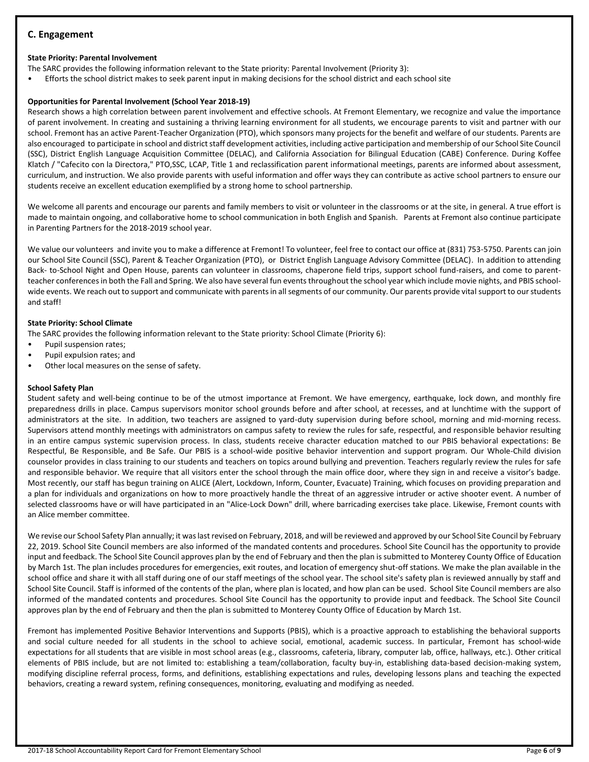## C. Engagement

**State Priority: Parental Involvement**

The SARC provides the following information relevant to the State priority: Parental Involvement (Priority 3):

- Efforts the school district makes to seek parent input in making decisions for the school district and each school site

**Opportunities for Parental Involvement (School Year 2018-19)**

Research shows a high correlation between parent involvement and effective schools. At Fremont Elementary, we recognize and value the importance of parent involvement. In creating and sustaining a thriving learning environment for all students, we encourage parents to visit and partner with our school. Fremont has an active Parent-Teacher Organization (PTO), which sponsors many projects for the benefit and welfare of our students. Parents are also encouraged to participate in school and district staff development activities, including active participation and membership of our School Site Council (SSC), District English Language Acquisition Committee (DELAC), and California Association for Bilingual Education (CABE) Conference. During Koffee Klatch / "Cafecito con la Directora," PTO,SSC, LCAP, Title 1 and reclassification parent informational meetings, parents are informed about assessment, curriculum, and instruction. We also provide parents with useful information and offer ways they can contribute as active school partners to ensure our students receive an excellent education exemplified by a strong home to school partnership.

We welcome all parents and encourage our parents and family members to visit or volunteer in the classrooms or at the site, in general. A true effort is made to maintain ongoing, and collaborative home to school communication in both English and Spanish. Parents at Fremont also continue participate in Parenting Partners for the 2018-2019 school year.

We value our volunteers and invite you to make a difference at Fremont! To volunteer, feel free to contact our office at (831) 753-5750. Parents can join our School Site Council (SSC), Parent & Teacher Organization (PTO), or District English Language Advisory Committee (DELAC). In addition to attending Back- to-School Night and Open House, parents can volunteer in classrooms, chaperone field trips, support school fund-raisers, and come to parent-teacher conferences in both the Fall and Spring. We also have several fun events throughout the school year which include movie nights, and PBIS school-wide events. We reach out to support and communicate with parents in all segments of our community. Our parents provide vital support to our students and staff!

**State Priority: School Climate**

The SARC provides the following information relevant to the State priority: School Climate (Priority 6):

- Pupil suspension rates;
- Pupil expulsion rates; and
- Other local measures on the sense of safety.

**School Safety Plan**

Student safety and well-being continue to be of the utmost importance at Fremont. We have emergency, earthquake, lock down, and monthly fire preparedness drills in place. Campus supervisors monitor school grounds before and after school, at recesses, and at lunchtime with the support of administrators at the site. In addition, two teachers are assigned to yard-duty supervision during before school, morning and mid-morning recess. Supervisors attend monthly meetings with administrators on campus safety to review the rules for safe, respectful, and responsible behavior resulting in an entire campus systemic supervision process. In class, students receive character education matched to our PBIS behavioral expectations: Be Respectful, Be Responsible, and Be Safe. Our PBIS is a school-wide positive behavior intervention and support program. Our Whole-Child division counselor provides in class training to our students and teachers on topics around bullying and prevention. Teachers regularly review the rules for safe and responsible behavior. We require that all visitors enter the school through the main office door, where they sign in and receive a visitor's badge. Most recently, our staff has begun training on ALICE (Alert, Lockdown, Inform, Counter, Evacuate) Training, which focuses on providing preparation and a plan for individuals and organizations on how to more proactively handle the threat of an aggressive intruder or active shooter event. A number of selected classrooms have or will have participated in an "Alice-Lock Down" drill, where barricading exercises take place. Likewise, Fremont counts with an Alice member committee.

We revise our School Safety Plan annually; it was last revised on February, 2018, and will be reviewed and approved by our School Site Council by February 22, 2019. School Site Council members are also informed of the mandated contents and procedures. School Site Council has the opportunity to provide input and feedback. The School Site Council approves plan by the end of February and then the plan is submitted to Monterey County Office of Education by March 1st. The plan includes procedures for emergencies, exit routes, and location of emergency shut-off stations. We make the plan available in the school office and share it with all staff during one of our staff meetings of the school year. The school site's safety plan is reviewed annually by staff and School Site Council. Staff is informed of the contents of the plan, where plan is located, and how plan can be used. School Site Council members are also informed of the mandated contents and procedures. School Site Council has the opportunity to provide input and feedback. The School Site Council approves plan by the end of February and then the plan is submitted to Monterey County Office of Education by March 1st.

Fremont has implemented Positive Behavior Interventions and Supports (PBIS), which is a proactive approach to establishing the behavioral supports and social culture needed for all students in the school to achieve social, emotional, academic success. In particular, Fremont has school-wide expectations for all students that are visible in most school areas (e.g., classrooms, cafeteria, library, computer lab, office, hallways, etc.). Other critical elements of PBIS include, but are not limited to: establishing a team/collaboration, faculty buy-in, establishing data-based decision-making system, modifying discipline referral process, forms, and definitions, establishing expectations and rules, developing lessons plans and teaching the expected behaviors, creating a reward system, refining consequences, monitoring, evaluating and modifying as needed.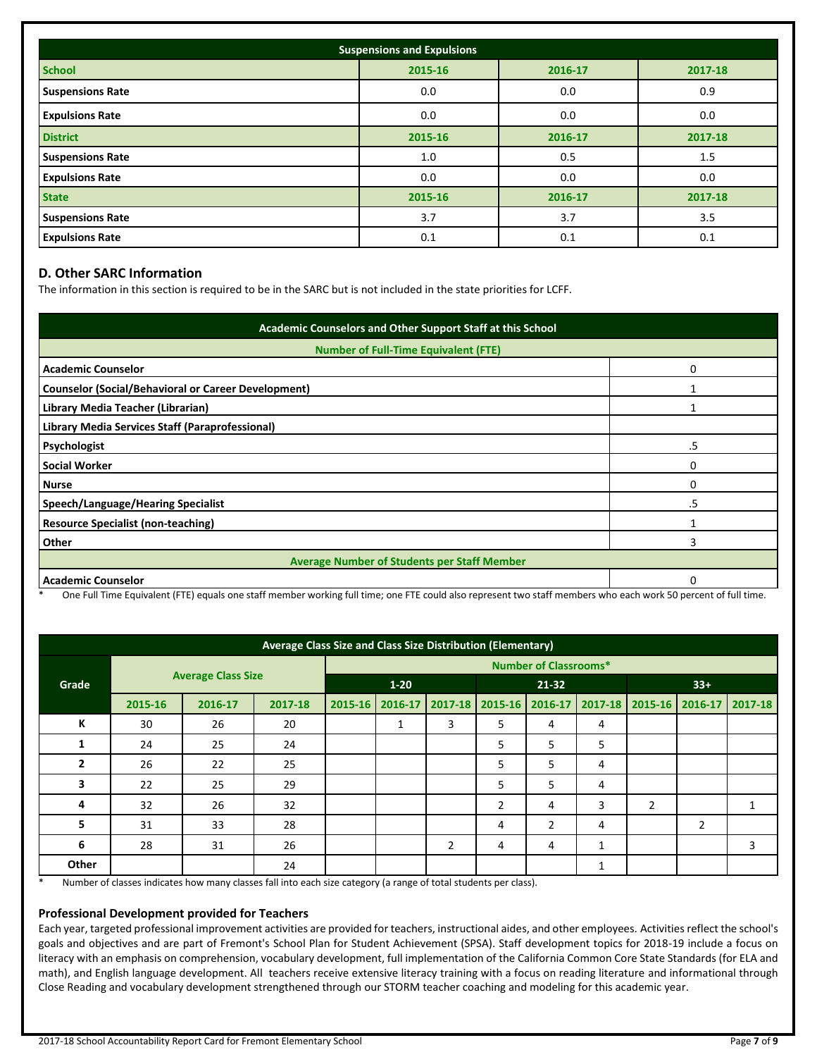| Suspensions and Expulsions | | | |
|---|---|---|---|
| **School** | **2015-16** | **2016-17** | **2017-18** |
| **Suspensions Rate** | 0.0 | 0.0 | 0.9 |
| **Expulsions Rate** | 0.0 | 0.0 | 0.0 |
| **District** | **2015-16** | **2016-17** | **2017-18** |
| **Suspensions Rate** | 1.0 | 0.5 | 1.5 |
| **Expulsions Rate** | 0.0 | 0.0 | 0.0 |
| **State** | **2015-16** | **2016-17** | **2017-18** |
| **Suspensions Rate** | 3.7 | 3.7 | 3.5 |
| **Expulsions Rate** | 0.1 | 0.1 | 0.1 |

## D. Other SARC Information

The information in this section is required to be in the SARC but is not included in the state priorities for LCFF.

| Academic Counselors and Other Support Staff at this School | |
|---|---|
| **Number of Full-Time Equivalent (FTE)** | |
| **Academic Counselor** | 0 |
| **Counselor (Social/Behavioral or Career Development)** | 1 |
| **Library Media Teacher (Librarian)** | 1 |
| **Library Media Services Staff (Paraprofessional)** | |
| **Psychologist** | .5 |
| **Social Worker** | 0 |
| **Nurse** | 0 |
| **Speech/Language/Hearing Specialist** | .5 |
| **Resource Specialist (non-teaching)** | 1 |
| **Other** | 3 |
| **Average Number of Students per Staff Member** | |
| **Academic Counselor** | 0 |

* One Full Time Equivalent (FTE) equals one staff member working full time; one FTE could also represent two staff members who each work 50 percent of full time.

| Grade | Average Class Size | | | Number of Classrooms* | | | | | | | | |
|---|---|---|---|---|---|---|---|---|---|---|---|---|
| | | | | 1-20 | | | 21-32 | | | 33+ | | |
| | 2015-16 | 2016-17 | 2017-18 | 2015-16 | 2016-17 | 2017-18 | 2015-16 | 2016-17 | 2017-18 | 2015-16 | 2016-17 | 2017-18 |
| K | 30 | 26 | 20 | | 1 | 3 | 5 | 4 | 4 | | | |
| 1 | 24 | 25 | 24 | | | | 5 | 5 | 5 | | | |
| 2 | 26 | 22 | 25 | | | | 5 | 5 | 4 | | | |
| 3 | 22 | 25 | 29 | | | | 5 | 5 | 4 | | | |
| 4 | 32 | 26 | 32 | | | | 2 | 4 | 3 | 2 | | 1 |
| 5 | 31 | 33 | 28 | | | | 4 | 2 | 4 | | 2 | |
| 6 | 28 | 31 | 26 | | | 2 | 4 | 4 | 1 | | | 3 |
| Other | | | 24 | | | | | | 1 | | | |

* Number of classes indicates how many classes fall into each size category (a range of total students per class).

### Professional Development provided for Teachers

Each year, targeted professional improvement activities are provided for teachers, instructional aides, and other employees. Activities reflect the school's goals and objectives and are part of Fremont's School Plan for Student Achievement (SPSA). Staff development topics for 2018-19 include a focus on literacy with an emphasis on comprehension, vocabulary development, full implementation of the California Common Core State Standards (for ELA and math), and English language development. All teachers receive extensive literacy training with a focus on reading literature and informational through Close Reading and vocabulary development strengthened through our STORM teacher coaching and modeling for this academic year.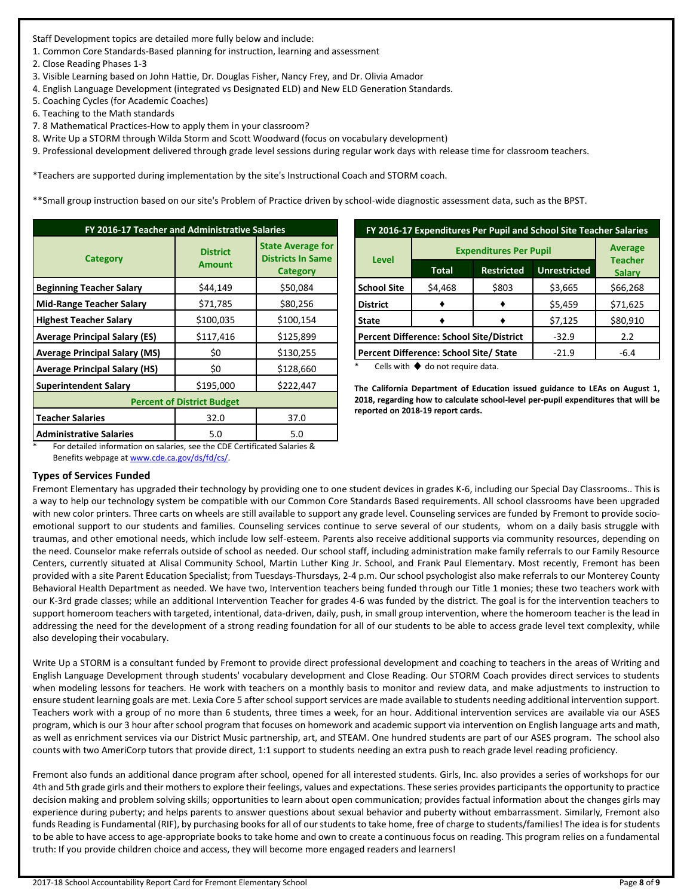Staff Development topics are detailed more fully below and include:
1. Common Core Standards-Based planning for instruction, learning and assessment
2. Close Reading Phases 1-3
3. Visible Learning based on John Hattie, Dr. Douglas Fisher, Nancy Frey, and Dr. Olivia Amador
4. English Language Development (integrated vs Designated ELD) and New ELD Generation Standards.
5. Coaching Cycles (for Academic Coaches)
6. Teaching to the Math standards
7. 8 Mathematical Practices-How to apply them in your classroom?
8. Write Up a STORM through Wilda Storm and Scott Woodward (focus on vocabulary development)
9. Professional development delivered through grade level sessions during regular work days with release time for classroom teachers.

*Teachers are supported during implementation by the site's Instructional Coach and STORM coach.

**Small group instruction based on our site's Problem of Practice driven by school-wide diagnostic assessment data, such as the BPST.

**FY 2016-17 Teacher and Administrative Salaries**

| Category | District Amount | State Average for Districts In Same Category |
|---|---|---|
| Beginning Teacher Salary | $44,149 | $50,084 |
| Mid-Range Teacher Salary | $71,785 | $80,256 |
| Highest Teacher Salary | $100,035 | $100,154 |
| Average Principal Salary (ES) | $117,416 | $125,899 |
| Average Principal Salary (MS) | $0 | $130,255 |
| Average Principal Salary (HS) | $0 | $128,660 |
| Superintendent Salary | $195,000 | $222,447 |
| **Percent of District Budget** | | |
| Teacher Salaries | 32.0 | 37.0 |
| Administrative Salaries | 5.0 | 5.0 |

\* For detailed information on salaries, see the CDE Certificated Salaries & Benefits webpage at www.cde.ca.gov/ds/fd/cs/.

**FY 2016-17 Expenditures Per Pupil and School Site Teacher Salaries**

| Level | Expenditures Per Pupil | | | Average Teacher Salary |
|---|---|---|---|---|
| | Total | Restricted | Unrestricted | |
| School Site | $4,468 | $803 | $3,665 | $66,268 |
| District | ♦ | ♦ | $5,459 | $71,625 |
| State | ♦ | ♦ | $7,125 | $80,910 |
| Percent Difference: School Site/District | | | -32.9 | 2.2 |
| Percent Difference: School Site/ State | | | -21.9 | -6.4 |

\* Cells with ♦ do not require data.

**The California Department of Education issued guidance to LEAs on August 1, 2018, regarding how to calculate school-level per-pupil expenditures that will be reported on 2018-19 report cards.**

### Types of Services Funded

Fremont Elementary has upgraded their technology by providing one to one student devices in grades K-6, including our Special Day Classrooms.. This is a way to help our technology system be compatible with our Common Core Standards Based requirements. All school classrooms have been upgraded with new color printers. Three carts on wheels are still available to support any grade level. Counseling services are funded by Fremont to provide socio-emotional support to our students and families. Counseling services continue to serve several of our students, whom on a daily basis struggle with traumas, and other emotional needs, which include low self-esteem. Parents also receive additional supports via community resources, depending on the need. Counselor make referrals outside of school as needed. Our school staff, including administration make family referrals to our Family Resource Centers, currently situated at Alisal Community School, Martin Luther King Jr. School, and Frank Paul Elementary. Most recently, Fremont has been provided with a site Parent Education Specialist; from Tuesdays-Thursdays, 2-4 p.m. Our school psychologist also make referrals to our Monterey County Behavioral Health Department as needed. We have two, Intervention teachers being funded through our Title 1 monies; these two teachers work with our K-3rd grade classes; while an additional Intervention Teacher for grades 4-6 was funded by the district. The goal is for the intervention teachers to support homeroom teachers with targeted, intentional, data-driven, daily, push, in small group intervention, where the homeroom teacher is the lead in addressing the need for the development of a strong reading foundation for all of our students to be able to access grade level text complexity, while also developing their vocabulary.

Write Up a STORM is a consultant funded by Fremont to provide direct professional development and coaching to teachers in the areas of Writing and English Language Development through students' vocabulary development and Close Reading. Our STORM Coach provides direct services to students when modeling lessons for teachers. He work with teachers on a monthly basis to monitor and review data, and make adjustments to instruction to ensure student learning goals are met. Lexia Core 5 after school support services are made available to students needing additional intervention support. Teachers work with a group of no more than 6 students, three times a week, for an hour. Additional intervention services are available via our ASES program, which is our 3 hour after school program that focuses on homework and academic support via intervention on English language arts and math, as well as enrichment services via our District Music partnership, art, and STEAM. One hundred students are part of our ASES program. The school also counts with two AmeriCorp tutors that provide direct, 1:1 support to students needing an extra push to reach grade level reading proficiency.

Fremont also funds an additional dance program after school, opened for all interested students. Girls, Inc. also provides a series of workshops for our 4th and 5th grade girls and their mothers to explore their feelings, values and expectations. These series provides participants the opportunity to practice decision making and problem solving skills; opportunities to learn about open communication; provides factual information about the changes girls may experience during puberty; and helps parents to answer questions about sexual behavior and puberty without embarrassment. Similarly, Fremont also funds Reading is Fundamental (RIF), by purchasing books for all of our students to take home, free of charge to students/families! The idea is for students to be able to have access to age-appropriate books to take home and own to create a continuous focus on reading. This program relies on a fundamental truth: If you provide children choice and access, they will become more engaged readers and learners!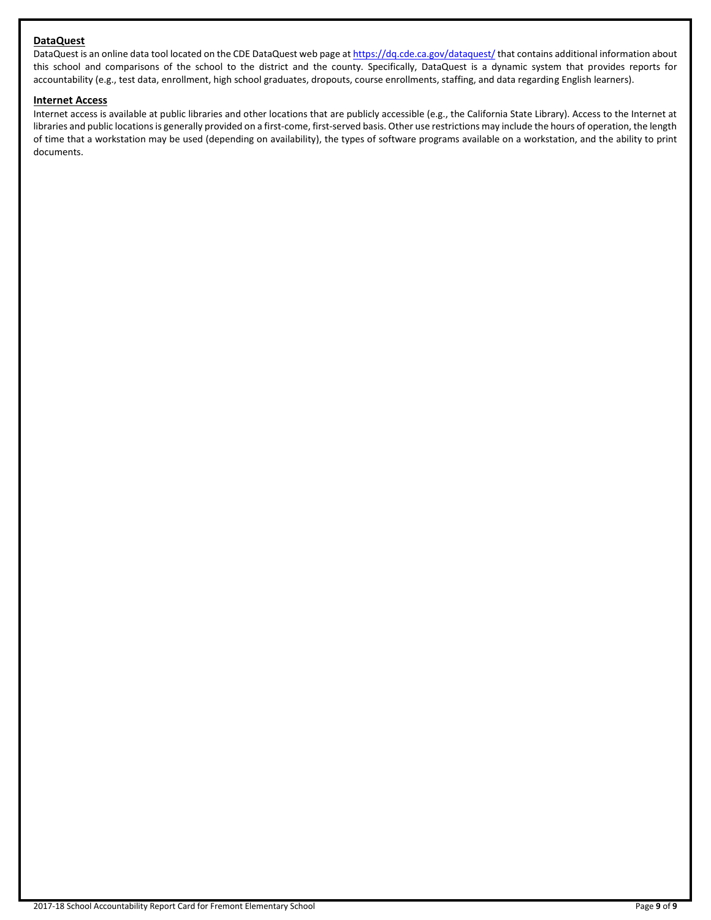**DataQuest**

DataQuest is an online data tool located on the CDE DataQuest web page at https://dq.cde.ca.gov/dataquest/ that contains additional information about this school and comparisons of the school to the district and the county. Specifically, DataQuest is a dynamic system that provides reports for accountability (e.g., test data, enrollment, high school graduates, dropouts, course enrollments, staffing, and data regarding English learners).

**Internet Access**

Internet access is available at public libraries and other locations that are publicly accessible (e.g., the California State Library). Access to the Internet at libraries and public locations is generally provided on a first-come, first-served basis. Other use restrictions may include the hours of operation, the length of time that a workstation may be used (depending on availability), the types of software programs available on a workstation, and the ability to print documents.